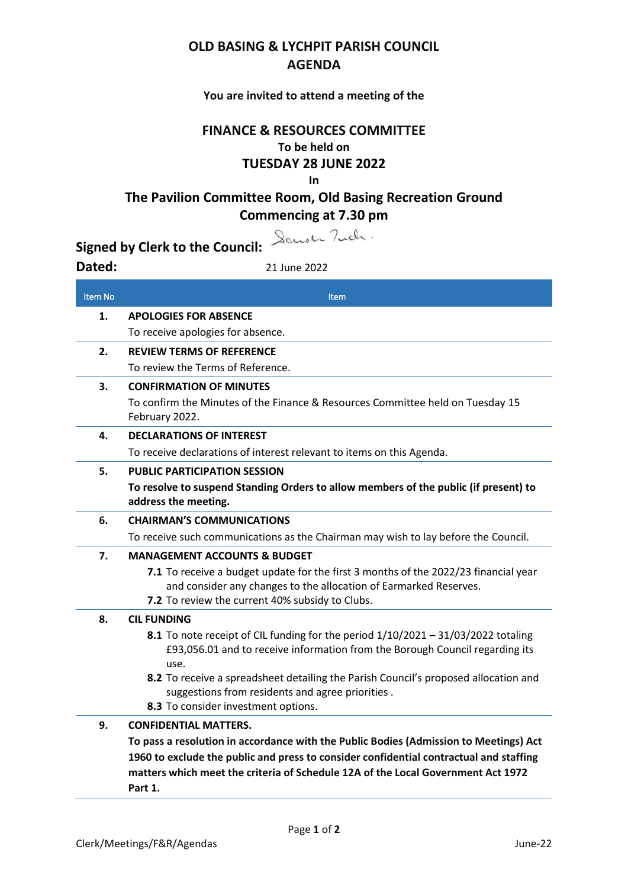# OLD BASING & LYCHPIT PARISH COUNCIL
# AGENDA

**You are invited to attend a meeting of the**

## FINANCE & RESOURCES COMMITTEE
**To be held on**
## TUESDAY 28 JUNE 2022
**In**
## The Pavilion Committee Room, Old Basing Recreation Ground
## Commencing at 7.30 pm

**Signed by Clerk to the Council:** Sarah Tuck.

**Dated:** 21 June 2022

| Item No | Item |
|---|---|
| **1.** | **APOLOGIES FOR ABSENCE**<br>To receive apologies for absence. |
| **2.** | **REVIEW TERMS OF REFERENCE**<br>To review the Terms of Reference. |
| **3.** | **CONFIRMATION OF MINUTES**<br>To confirm the Minutes of the Finance & Resources Committee held on Tuesday 15 February 2022. |
| **4.** | **DECLARATIONS OF INTEREST**<br>To receive declarations of interest relevant to items on this Agenda. |
| **5.** | **PUBLIC PARTICIPATION SESSION**<br>**To resolve to suspend Standing Orders to allow members of the public (if present) to address the meeting.** |
| **6.** | **CHAIRMAN'S COMMUNICATIONS**<br>To receive such communications as the Chairman may wish to lay before the Council. |
| **7.** | **MANAGEMENT ACCOUNTS & BUDGET**<br>**7.1** To receive a budget update for the first 3 months of the 2022/23 financial year and consider any changes to the allocation of Earmarked Reserves.<br>**7.2** To review the current 40% subsidy to Clubs. |
| **8.** | **CIL FUNDING**<br>**8.1** To note receipt of CIL funding for the period 1/10/2021 – 31/03/2022 totaling £93,056.01 and to receive information from the Borough Council regarding its use.<br>**8.2** To receive a spreadsheet detailing the Parish Council's proposed allocation and suggestions from residents and agree priorities .<br>**8.3** To consider investment options. |
| **9.** | **CONFIDENTIAL MATTERS.**<br>**To pass a resolution in accordance with the Public Bodies (Admission to Meetings) Act 1960 to exclude the public and press to consider confidential contractual and staffing matters which meet the criteria of Schedule 12A of the Local Government Act 1972 Part 1.** |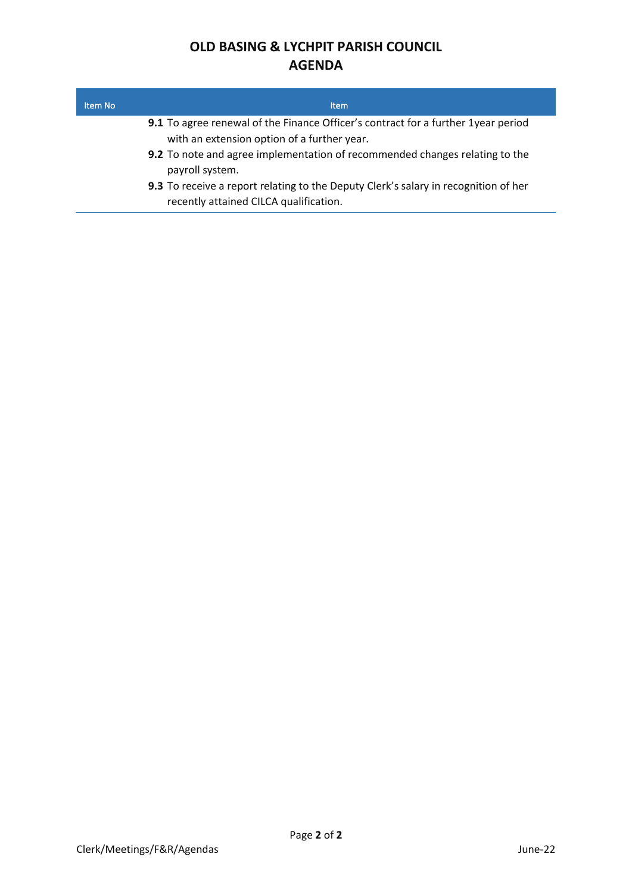# OLD BASING & LYCHPIT PARISH COUNCIL
# AGENDA

| Item No | Item |
|---|---|
| | **9.1** To agree renewal of the Finance Officer's contract for a further 1year period with an extension option of a further year. |
| | **9.2** To note and agree implementation of recommended changes relating to the payroll system. |
| | **9.3** To receive a report relating to the Deputy Clerk's salary in recognition of her recently attained CILCA qualification. |